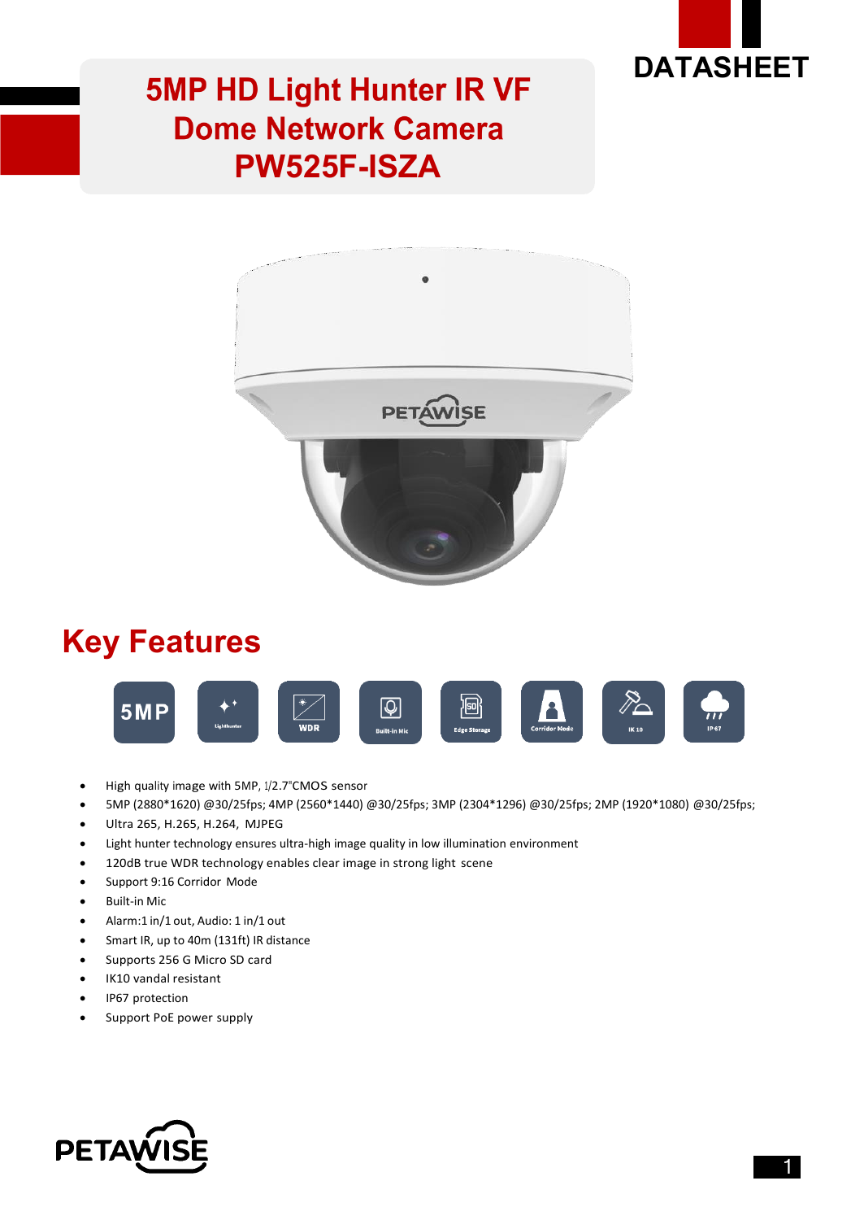DATASHEET

# 5MP HD Light Hunter IR VF Dome Network Camera PW525F-ISZA

## Key Features

5MP | Lighthunter | WDR | Built-in Mic | Edge Storage | Corridor Mode | IK 10 | IP 67

- High quality image with 5MP, 1/2.7"CMOS sensor
- 5MP (2880*1620) @30/25fps; 4MP (2560*1440) @30/25fps; 3MP (2304*1296) @30/25fps; 2MP (1920*1080) @30/25fps;
- Ultra 265, H.265, H.264, MJPEG
- Light hunter technology ensures ultra-high image quality in low illumination environment
- 120dB true WDR technology enables clear image in strong light scene
- Support 9:16 Corridor Mode
- Built-in Mic
- Alarm:1 in/1 out, Audio: 1 in/1 out
- Smart IR, up to 40m (131ft) IR distance
- Supports 256 G Micro SD card
- IK10 vandal resistant
- IP67 protection
- Support PoE power supply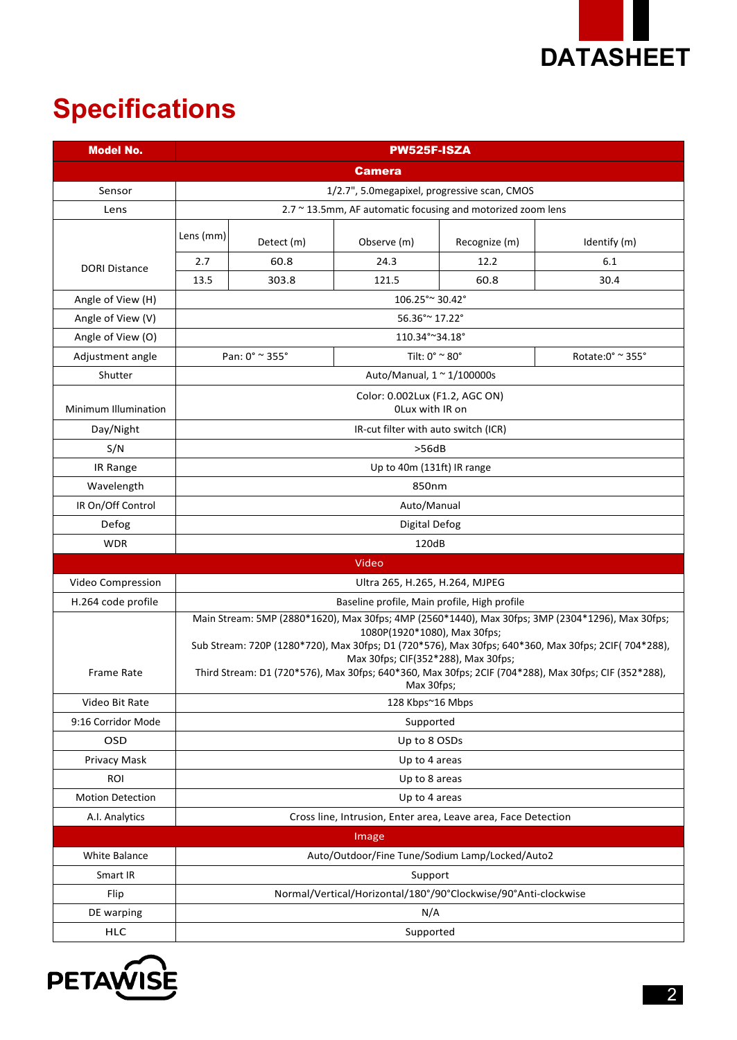# Specifications

| Model No. | PW525F-ISZA | | | | |
|---|---|---|---|---|---|
| **Camera** | | | | | |
| Sensor | 1/2.7", 5.0megapixel, progressive scan, CMOS | | | | |
| Lens | 2.7 ~ 13.5mm, AF automatic focusing and motorized zoom lens | | | | |
| DORI Distance | Lens (mm) | Detect (m) | Observe (m) | Recognize (m) | Identify (m) |
| | 2.7 | 60.8 | 24.3 | 12.2 | 6.1 |
| | 13.5 | 303.8 | 121.5 | 60.8 | 30.4 |
| Angle of View (H) | 106.25°~ 30.42° | | | | |
| Angle of View (V) | 56.36°~ 17.22° | | | | |
| Angle of View (O) | 110.34°~34.18° | | | | |
| Adjustment angle | Pan: 0° ~ 355° | | Tilt: 0° ~ 80° | | Rotate:0° ~ 355° |
| Shutter | Auto/Manual, 1 ~ 1/100000s | | | | |
| Minimum Illumination | Color: 0.002Lux (F1.2, AGC ON)<br>0Lux with IR on | | | | |
| Day/Night | IR-cut filter with auto switch (ICR) | | | | |
| S/N | >56dB | | | | |
| IR Range | Up to 40m (131ft) IR range | | | | |
| Wavelength | 850nm | | | | |
| IR On/Off Control | Auto/Manual | | | | |
| Defog | Digital Defog | | | | |
| WDR | 120dB | | | | |
| **Video** | | | | | |
| Video Compression | Ultra 265, H.265, H.264, MJPEG | | | | |
| H.264 code profile | Baseline profile, Main profile, High profile | | | | |
| Frame Rate | Main Stream: 5MP (2880*1620), Max 30fps; 4MP (2560*1440), Max 30fps; 3MP (2304*1296), Max 30fps; 1080P(1920*1080), Max 30fps;<br>Sub Stream: 720P (1280*720), Max 30fps; D1 (720*576), Max 30fps; 640*360, Max 30fps; 2CIF( 704*288), Max 30fps; CIF(352*288), Max 30fps;<br>Third Stream: D1 (720*576), Max 30fps; 640*360, Max 30fps; 2CIF (704*288), Max 30fps; CIF (352*288), Max 30fps; | | | | |
| Video Bit Rate | 128 Kbps~16 Mbps | | | | |
| 9:16 Corridor Mode | Supported | | | | |
| OSD | Up to 8 OSDs | | | | |
| Privacy Mask | Up to 4 areas | | | | |
| ROI | Up to 8 areas | | | | |
| Motion Detection | Up to 4 areas | | | | |
| A.I. Analytics | Cross line, Intrusion, Enter area, Leave area, Face Detection | | | | |
| **Image** | | | | | |
| White Balance | Auto/Outdoor/Fine Tune/Sodium Lamp/Locked/Auto2 | | | | |
| Smart IR | Support | | | | |
| Flip | Normal/Vertical/Horizontal/180°/90°Clockwise/90°Anti-clockwise | | | | |
| DE warping | N/A | | | | |
| HLC | Supported | | | | |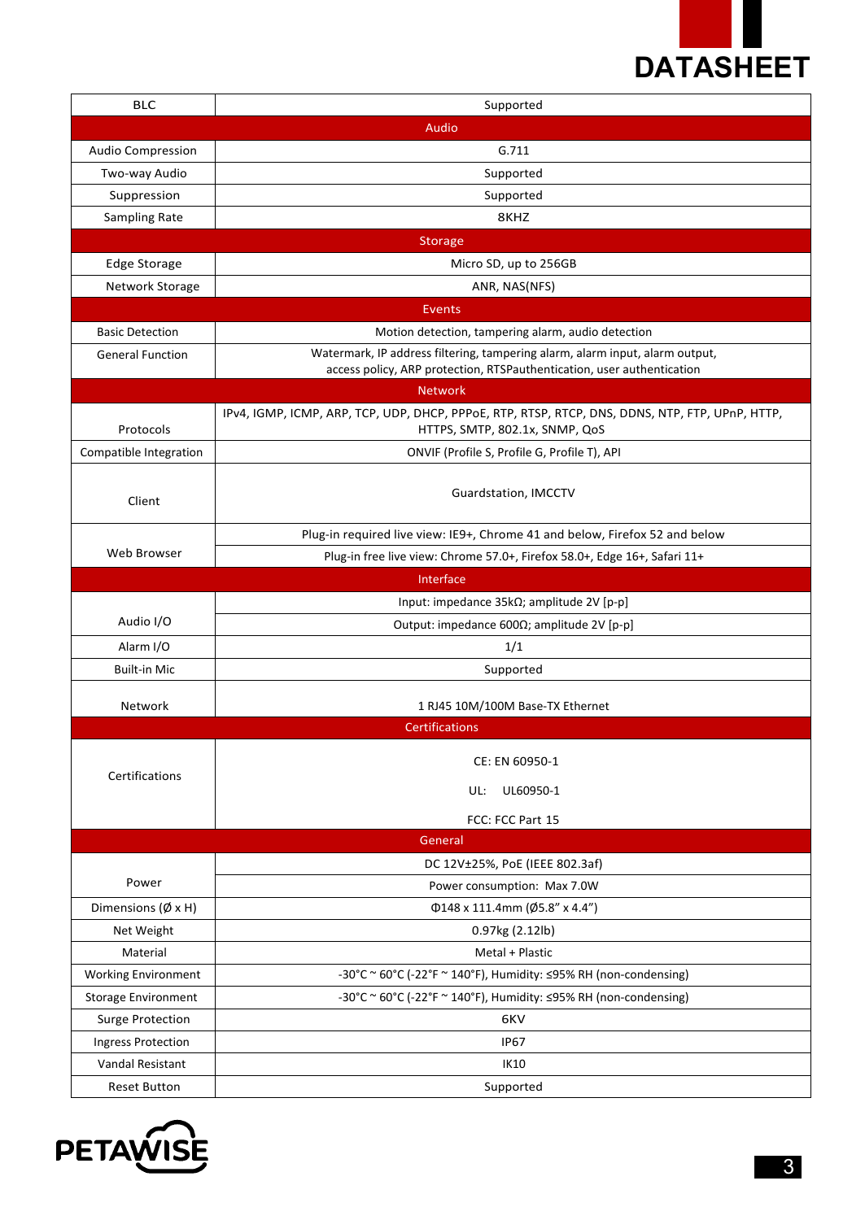| BLC | Supported |
|---|---|
| **Audio** | |
| Audio Compression | G.711 |
| Two-way Audio | Supported |
| Suppression | Supported |
| Sampling Rate | 8KHZ |
| **Storage** | |
| Edge Storage | Micro SD, up to 256GB |
| Network Storage | ANR, NAS(NFS) |
| **Events** | |
| Basic Detection | Motion detection, tampering alarm, audio detection |
| General Function | Watermark, IP address filtering, tampering alarm, alarm input, alarm output, access policy, ARP protection, RTSPauthentication, user authentication |
| **Network** | |
| Protocols | IPv4, IGMP, ICMP, ARP, TCP, UDP, DHCP, PPPoE, RTP, RTSP, RTCP, DNS, DDNS, NTP, FTP, UPnP, HTTP, HTTPS, SMTP, 802.1x, SNMP, QoS |
| Compatible Integration | ONVIF (Profile S, Profile G, Profile T), API |
| Client | Guardstation, IMCCTV |
| Web Browser | Plug-in required live view: IE9+, Chrome 41 and below, Firefox 52 and below |
| | Plug-in free live view: Chrome 57.0+, Firefox 58.0+, Edge 16+, Safari 11+ |
| **Interface** | |
| Audio I/O | Input: impedance 35kΩ; amplitude 2V [p-p] |
| | Output: impedance 600Ω; amplitude 2V [p-p] |
| Alarm I/O | 1/1 |
| Built-in Mic | Supported |
| Network | 1 RJ45 10M/100M Base-TX Ethernet |
| **Certifications** | |
| Certifications | CE: EN 60950-1<br>UL: UL60950-1<br>FCC: FCC Part 15 |
| **General** | |
| Power | DC 12V±25%, PoE (IEEE 802.3af) |
| | Power consumption: Max 7.0W |
| Dimensions (Ø x H) | Φ148 x 111.4mm (Ø5.8" x 4.4") |
| Net Weight | 0.97kg (2.12lb) |
| Material | Metal + Plastic |
| Working Environment | -30°C ~ 60°C (-22°F ~ 140°F), Humidity: ≤95% RH (non-condensing) |
| Storage Environment | -30°C ~ 60°C (-22°F ~ 140°F), Humidity: ≤95% RH (non-condensing) |
| Surge Protection | 6KV |
| Ingress Protection | IP67 |
| Vandal Resistant | IK10 |
| Reset Button | Supported |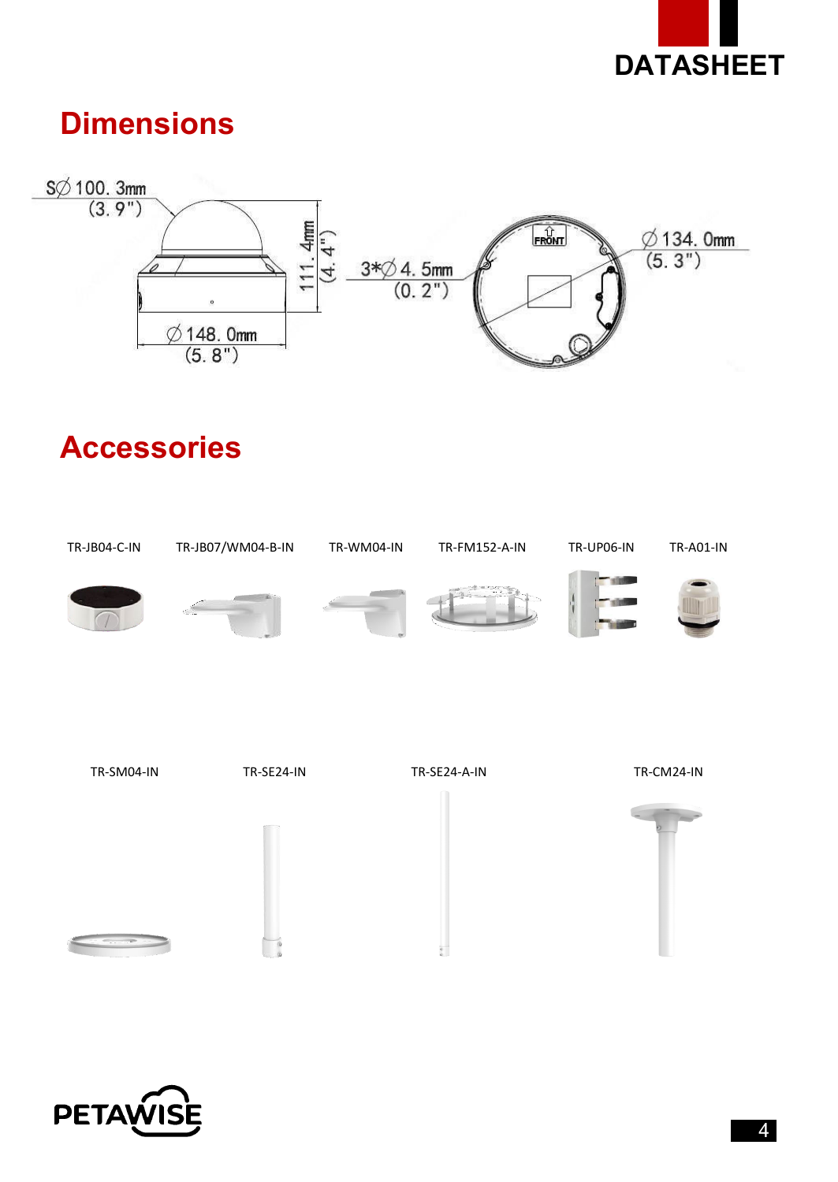## Dimensions

SØ 100.3mm (3.9")

111.4mm (4.4")

Ø 148.0mm (5.8")

3*Ø 4.5mm (0.2")

Ø 134.0mm (5.3")

FRONT

## Accessories

TR-JB04-C-IN

TR-JB07/WM04-B-IN

TR-WM04-IN

TR-FM152-A-IN

TR-UP06-IN

TR-A01-IN

TR-SM04-IN

TR-SE24-IN

TR-SE24-A-IN

TR-CM24-IN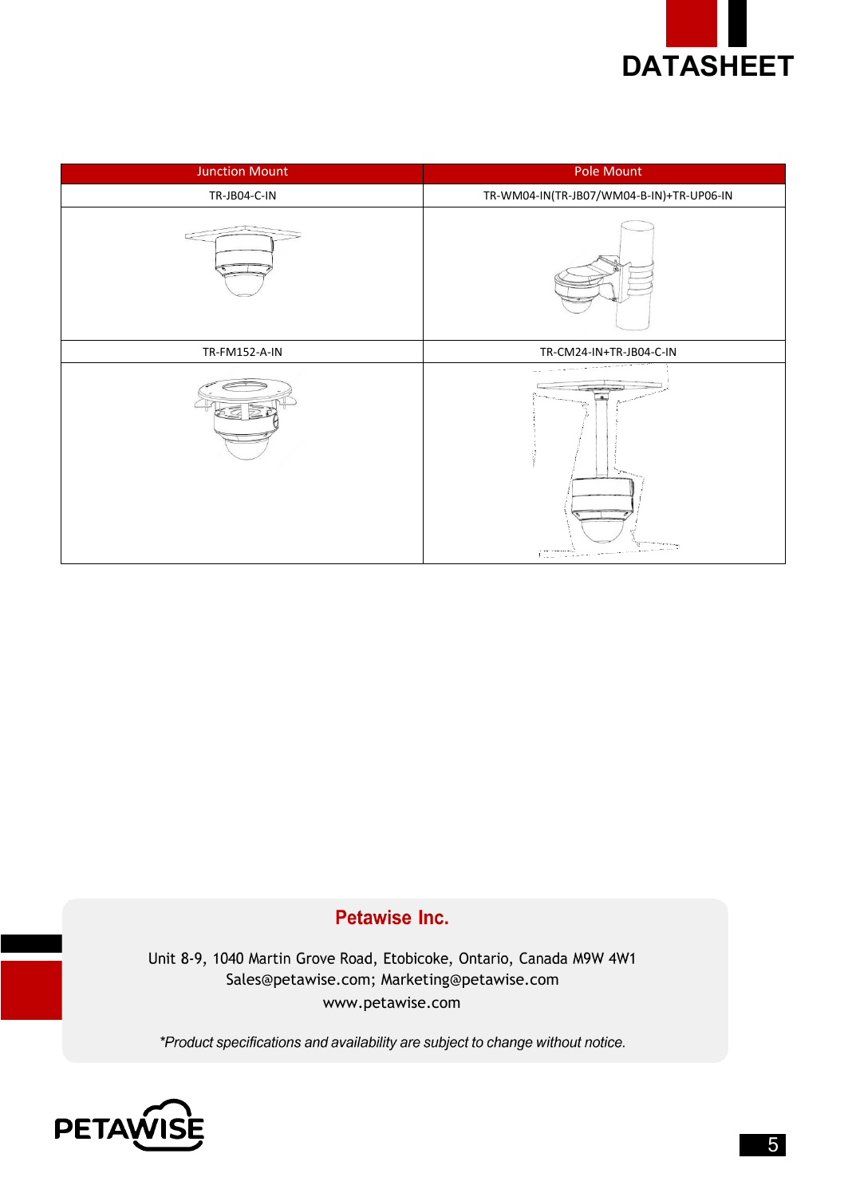| Junction Mount | Pole Mount |
|---|---|
| TR-JB04-C-IN | TR-WM04-IN(TR-JB07/WM04-B-IN)+TR-UP06-IN |
| | |
| TR-FM152-A-IN | TR-CM24-IN+TR-JB04-C-IN |
| | |

**Petawise Inc.**

Unit 8-9, 1040 Martin Grove Road, Etobicoke, Ontario, Canada M9W 4W1
Sales@petawise.com; Marketing@petawise.com
www.petawise.com

*\*Product specifications and availability are subject to change without notice.*